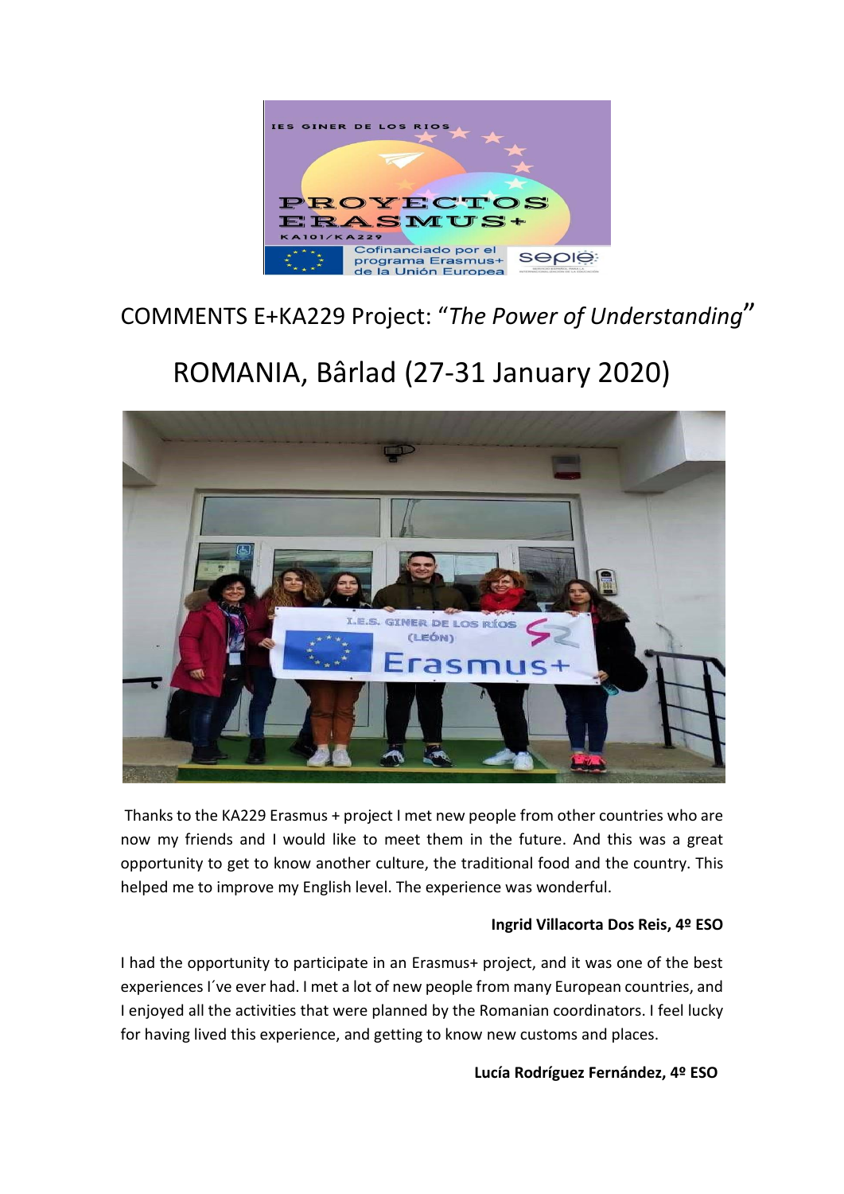COMMENTS E+KA229 Project: "*The Power of Understanding*"

# ROMANIA, Bârlad (27-31 January 2020)

Thanks to the KA229 Erasmus + project I met new people from other countries who are now my friends and I would like to meet them in the future. And this was a great opportunity to get to know another culture, the traditional food and the country. This helped me to improve my English level. The experience was wonderful.

**Ingrid Villacorta Dos Reis, 4º ESO**

I had the opportunity to participate in an Erasmus+ project, and it was one of the best experiences I´ve ever had. I met a lot of new people from many European countries, and I enjoyed all the activities that were planned by the Romanian coordinators. I feel lucky for having lived this experience, and getting to know new customs and places.

**Lucía Rodríguez Fernández, 4º ESO**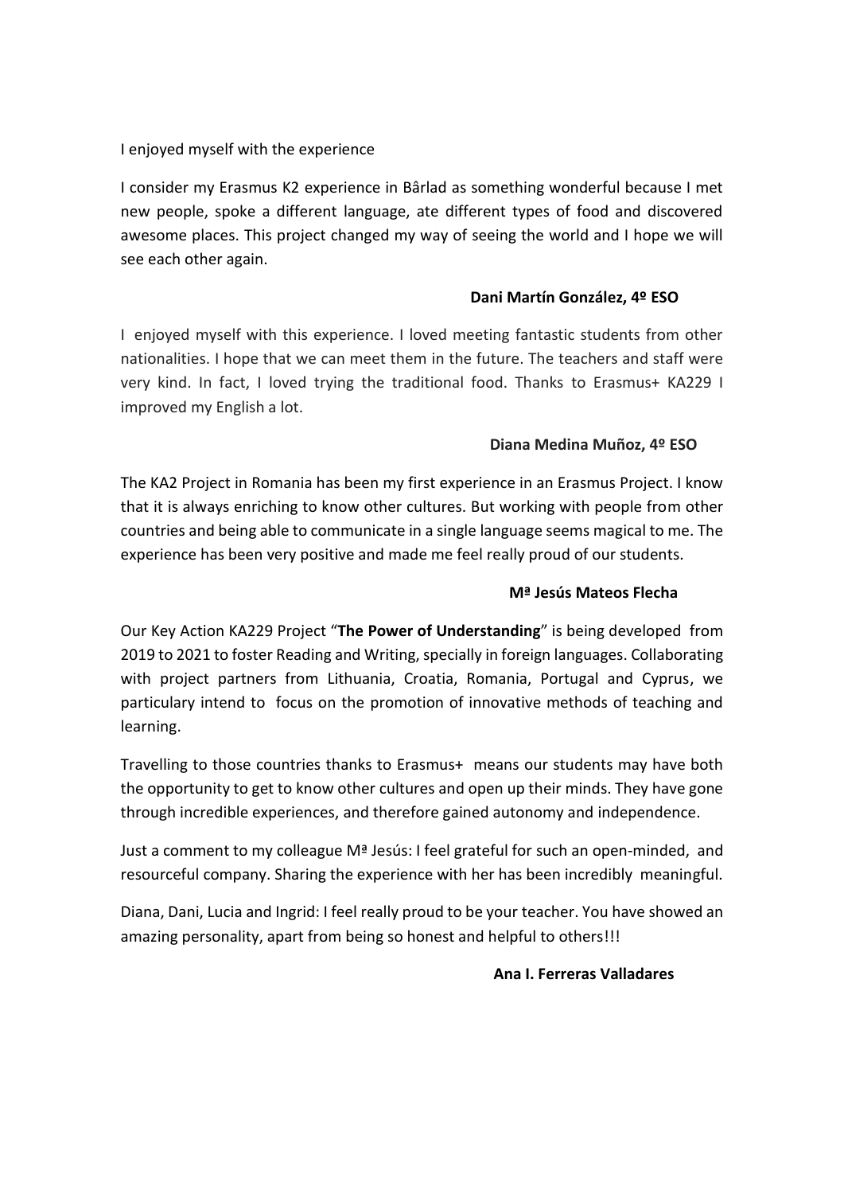I enjoyed myself with the experience

I consider my Erasmus K2 experience in Bârlad as something wonderful because I met new people, spoke a different language, ate different types of food and discovered awesome places. This project changed my way of seeing the world and I hope we will see each other again.

**Dani Martín González, 4º ESO**

I enjoyed myself with this experience. I loved meeting fantastic students from other nationalities. I hope that we can meet them in the future. The teachers and staff were very kind. In fact, I loved trying the traditional food. Thanks to Erasmus+ KA229 I improved my English a lot.

**Diana Medina Muñoz, 4º ESO**

The KA2 Project in Romania has been my first experience in an Erasmus Project. I know that it is always enriching to know other cultures. But working with people from other countries and being able to communicate in a single language seems magical to me. The experience has been very positive and made me feel really proud of our students.

**Mª Jesús Mateos Flecha**

Our Key Action KA229 Project "**The Power of Understanding**" is being developed from 2019 to 2021 to foster Reading and Writing, specially in foreign languages. Collaborating with project partners from Lithuania, Croatia, Romania, Portugal and Cyprus, we particulary intend to focus on the promotion of innovative methods of teaching and learning.

Travelling to those countries thanks to Erasmus+ means our students may have both the opportunity to get to know other cultures and open up their minds. They have gone through incredible experiences, and therefore gained autonomy and independence.

Just a comment to my colleague Mª Jesús: I feel grateful for such an open-minded, and resourceful company. Sharing the experience with her has been incredibly meaningful.

Diana, Dani, Lucia and Ingrid: I feel really proud to be your teacher. You have showed an amazing personality, apart from being so honest and helpful to others!!!

**Ana I. Ferreras Valladares**